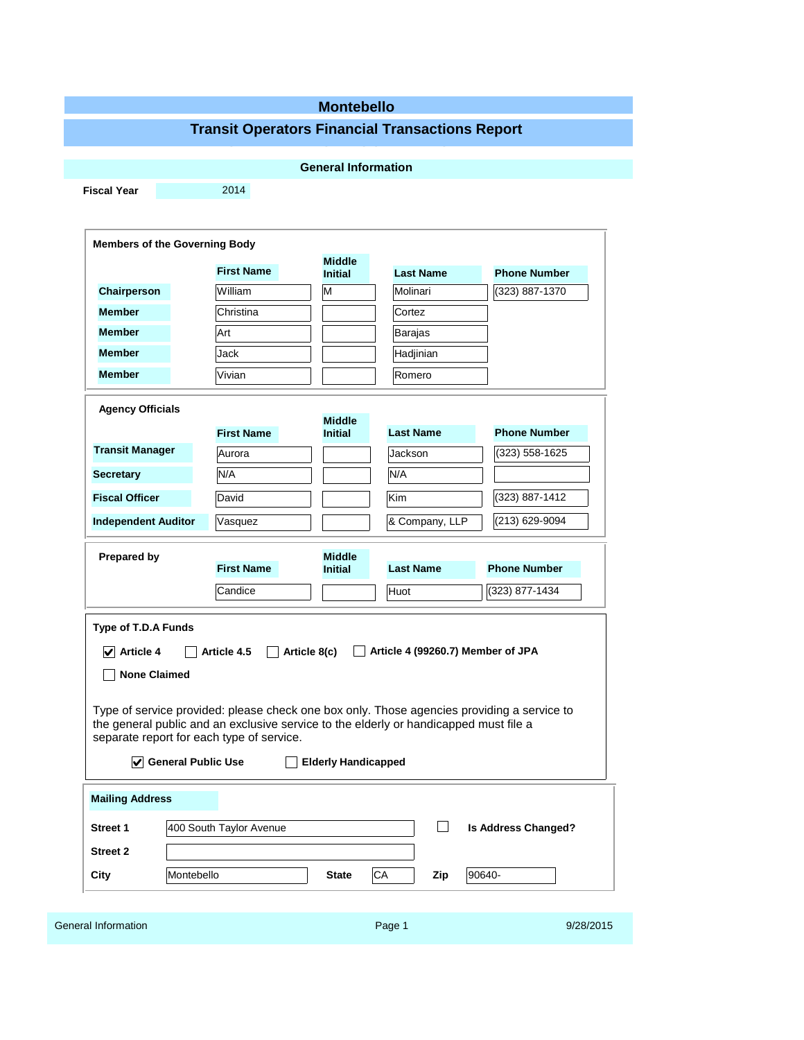# Montebello

## Transit Operators Financial Transactions Report

### General Information

**Fiscal Year** 2014

**Members of the Governing Body**

| | First Name | Middle Initial | Last Name | Phone Number |
|---|---|---|---|---|
| **Chairperson** | William | M | Molinari | (323) 887-1370 |
| **Member** | Christina | | Cortez | |
| **Member** | Art | | Barajas | |
| **Member** | Jack | | Hadjinian | |
| **Member** | Vivian | | Romero | |

**Agency Officials**

| | First Name | Middle Initial | Last Name | Phone Number |
|---|---|---|---|---|
| **Transit Manager** | Aurora | | Jackson | (323) 558-1625 |
| **Secretary** | N/A | | N/A | |
| **Fiscal Officer** | David | | Kim | (323) 887-1412 |
| **Independent Auditor** | Vasquez | | & Company, LLP | (213) 629-9094 |

**Prepared by**

| First Name | Middle Initial | Last Name | Phone Number |
|---|---|---|---|
| Candice | | Huot | (323) 877-1434 |

**Type of T.D.A Funds**

- [x] **Article 4**
- [ ] **Article 4.5**
- [ ] **Article 8(c)**
- [ ] **Article 4 (99260.7) Member of JPA**
- [ ] **None Claimed**

Type of service provided: please check one box only. Those agencies providing a service to the general public and an exclusive service to the elderly or handicapped must file a separate report for each type of service.

- [x] **General Public Use**
- [ ] **Elderly Handicapped**

**Mailing Address**

**Street 1** 400 South Taylor Avenue

- [ ] **Is Address Changed?**

**Street 2**

**City** Montebello **State** CA **Zip** 90640-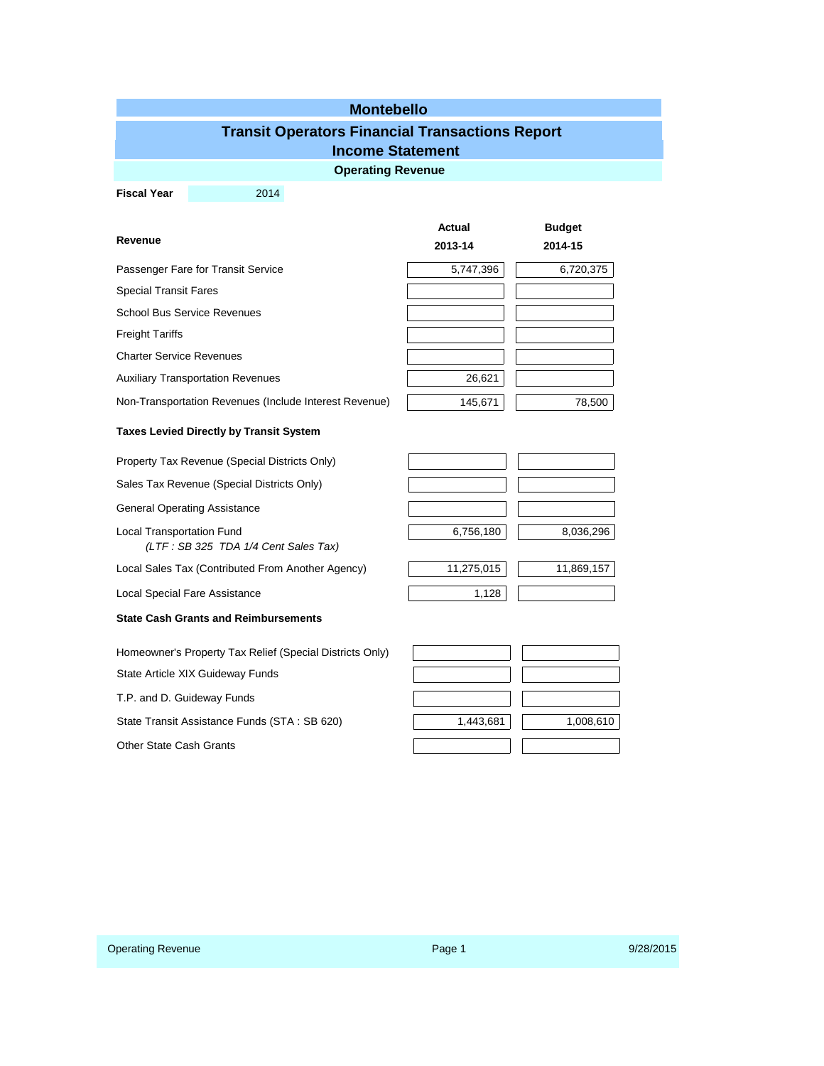# Montebello

## Transit Operators Financial Transactions Report
## Income Statement

### Operating Revenue

**Fiscal Year** 2014

| **Revenue** | **Actual 2013-14** | **Budget 2014-15** |
|---|---|---|
| Passenger Fare for Transit Service | 5,747,396 | 6,720,375 |
| Special Transit Fares | | |
| School Bus Service Revenues | | |
| Freight Tariffs | | |
| Charter Service Revenues | | |
| Auxiliary Transportation Revenues | 26,621 | |
| Non-Transportation Revenues (Include Interest Revenue) | 145,671 | 78,500 |
| **Taxes Levied Directly by Transit System** | | |
| Property Tax Revenue (Special Districts Only) | | |
| Sales Tax Revenue (Special Districts Only) | | |
| General Operating Assistance | | |
| Local Transportation Fund *(LTF : SB 325 TDA 1/4 Cent Sales Tax)* | 6,756,180 | 8,036,296 |
| Local Sales Tax (Contributed From Another Agency) | 11,275,015 | 11,869,157 |
| Local Special Fare Assistance | 1,128 | |
| **State Cash Grants and Reimbursements** | | |
| Homeowner's Property Tax Relief (Special Districts Only) | | |
| State Article XIX Guideway Funds | | |
| T.P. and D. Guideway Funds | | |
| State Transit Assistance Funds (STA : SB 620) | 1,443,681 | 1,008,610 |
| Other State Cash Grants | | |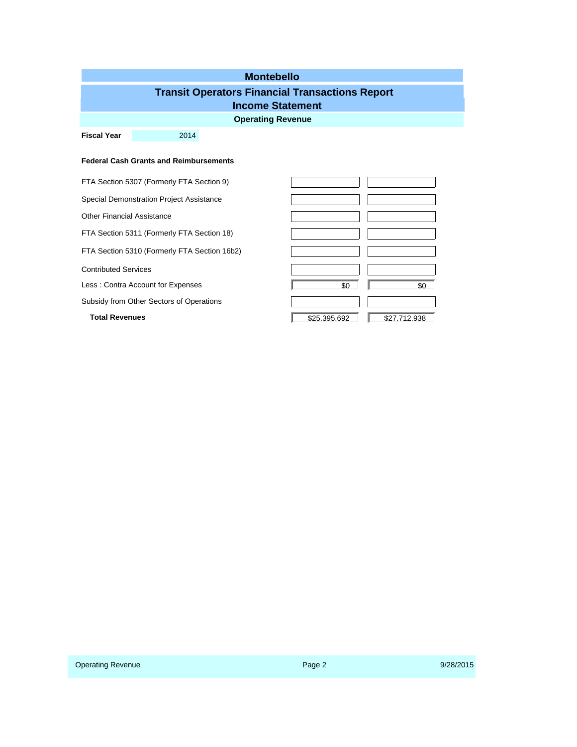# Montebello

## Transit Operators Financial Transactions Report

## Income Statement

### Operating Revenue

**Fiscal Year** 2014

**Federal Cash Grants and Reimbursements**

| | | |
|---|---|---|
| FTA Section 5307 (Formerly FTA Section 9) | | |
| Special Demonstration Project Assistance | | |
| Other Financial Assistance | | |
| FTA Section 5311 (Formerly FTA Section 18) | | |
| FTA Section 5310 (Formerly FTA Section 16b2) | | |
| Contributed Services | | |
| Less : Contra Account for Expenses | $0 | $0 |
| Subsidy from Other Sectors of Operations | | |
| **Total Revenues** | $25,395,692 | $27,712,938 |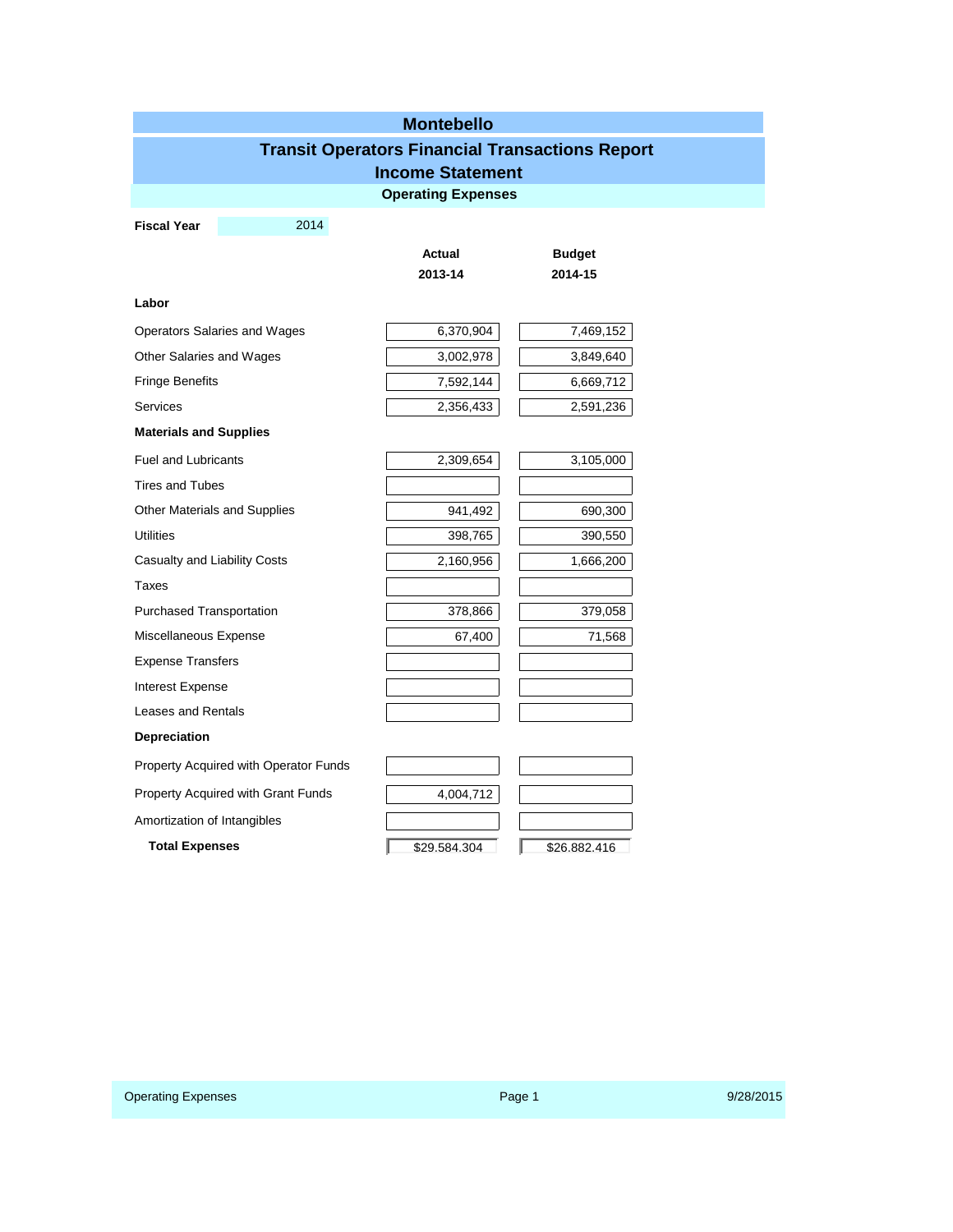# Montebello

## Transit Operators Financial Transactions Report

## Income Statement

### Operating Expenses

**Fiscal Year** 2014

| | Actual 2013-14 | Budget 2014-15 |
|---|---|---|
| **Labor** | | |
| Operators Salaries and Wages | 6,370,904 | 7,469,152 |
| Other Salaries and Wages | 3,002,978 | 3,849,640 |
| Fringe Benefits | 7,592,144 | 6,669,712 |
| Services | 2,356,433 | 2,591,236 |
| **Materials and Supplies** | | |
| Fuel and Lubricants | 2,309,654 | 3,105,000 |
| Tires and Tubes | | |
| Other Materials and Supplies | 941,492 | 690,300 |
| Utilities | 398,765 | 390,550 |
| Casualty and Liability Costs | 2,160,956 | 1,666,200 |
| Taxes | | |
| Purchased Transportation | 378,866 | 379,058 |
| Miscellaneous Expense | 67,400 | 71,568 |
| Expense Transfers | | |
| Interest Expense | | |
| Leases and Rentals | | |
| **Depreciation** | | |
| Property Acquired with Operator Funds | | |
| Property Acquired with Grant Funds | 4,004,712 | |
| Amortization of Intangibles | | |
| **Total Expenses** | $29,584,304 | $26,882,416 |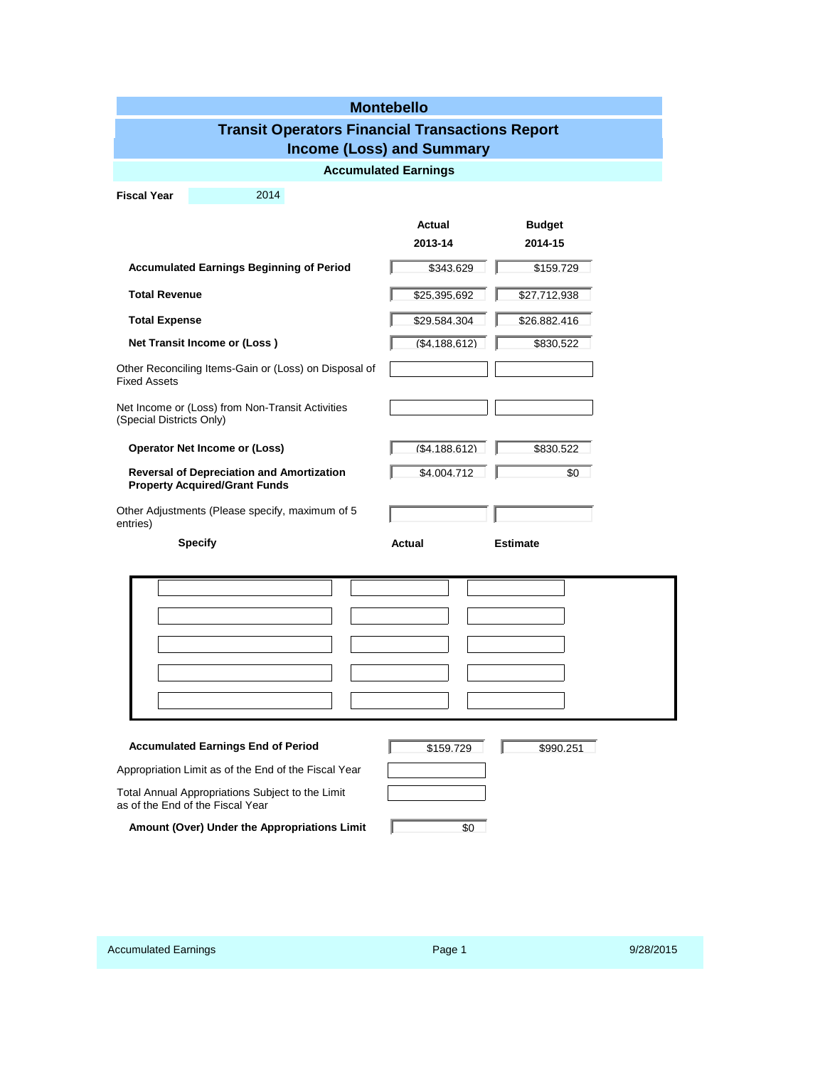# Montebello

## Transit Operators Financial Transactions Report
## Income (Loss) and Summary

### Accumulated Earnings

**Fiscal Year** 2014

| | Actual 2013-14 | Budget 2014-15 |
|---|---|---|
| **Accumulated Earnings Beginning of Period** | $343,629 | $159,729 |
| **Total Revenue** | $25,395,692 | $27,712,938 |
| **Total Expense** | $29,584,304 | $26,882,416 |
| **Net Transit Income or (Loss )** | ($4,188,612) | $830,522 |
| Other Reconciling Items-Gain or (Loss) on Disposal of Fixed Assets | | |
| Net Income or (Loss) from Non-Transit Activities (Special Districts Only) | | |
| **Operator Net Income or (Loss)** | ($4,188,612) | $830,522 |
| **Reversal of Depreciation and Amortization Property Acquired/Grant Funds** | $4,004,712 | $0 |
| Other Adjustments (Please specify, maximum of 5 entries) | | |

| Specify | Actual | Estimate |
|---|---|---|
| | | |
| | | |
| | | |
| | | |
| | | |

| | | |
|---|---|---|
| **Accumulated Earnings End of Period** | $159,729 | $990,251 |
| Appropriation Limit as of the End of the Fiscal Year | | |
| Total Annual Appropriations Subject to the Limit as of the End of the Fiscal Year | | |
| **Amount (Over) Under the Appropriations Limit** | $0 | |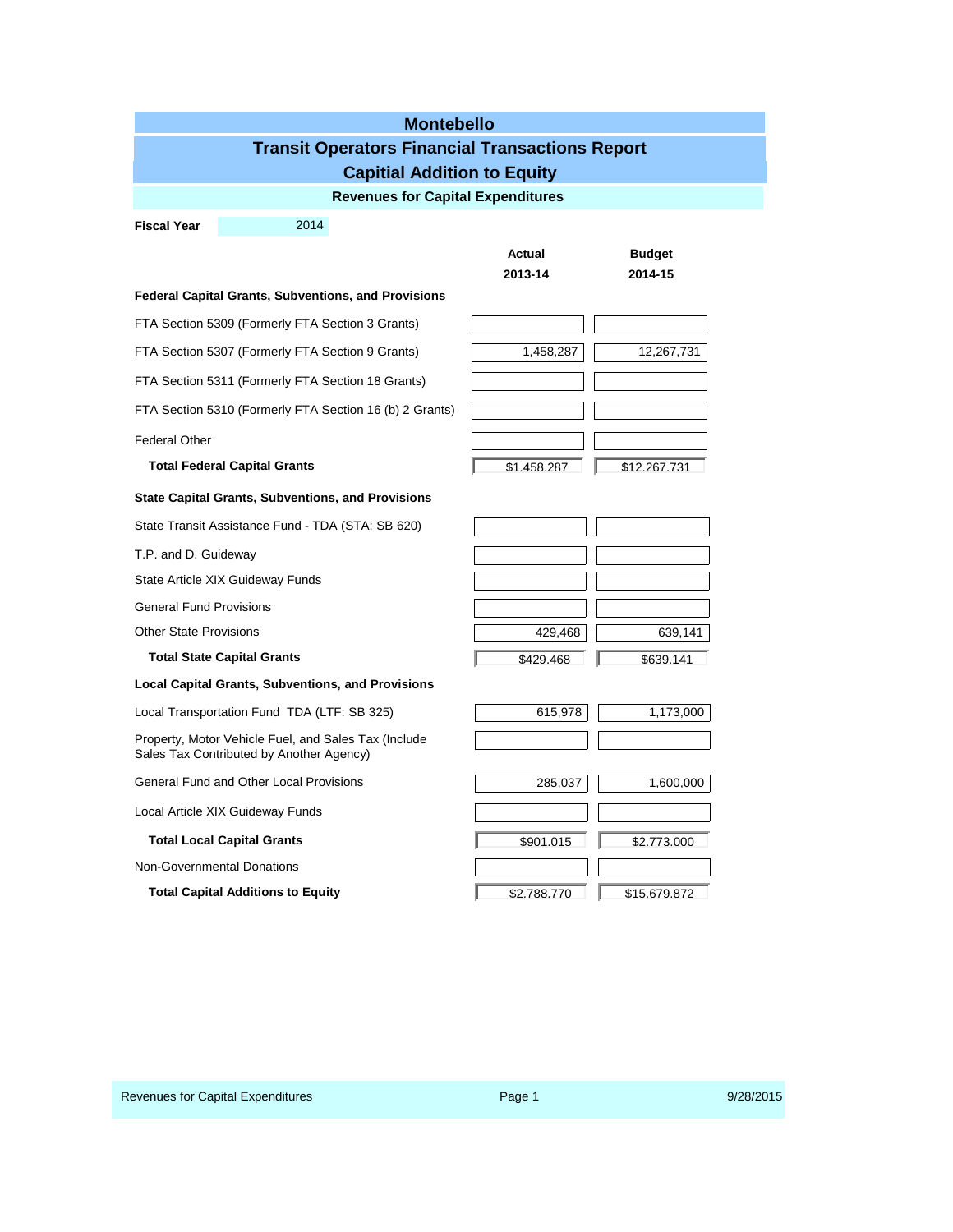# Montebello

## Transit Operators Financial Transactions Report

## Capitial Addition to Equity

### Revenues for Capital Expenditures

**Fiscal Year** 2014

| | Actual 2013-14 | Budget 2014-15 |
|---|---|---|
| **Federal Capital Grants, Subventions, and Provisions** | | |
| FTA Section 5309 (Formerly FTA Section 3 Grants) | | |
| FTA Section 5307 (Formerly FTA Section 9 Grants) | 1,458,287 | 12,267,731 |
| FTA Section 5311 (Formerly FTA Section 18 Grants) | | |
| FTA Section 5310 (Formerly FTA Section 16 (b) 2 Grants) | | |
| Federal Other | | |
| **Total Federal Capital Grants** | $1.458.287 | $12.267.731 |
| **State Capital Grants, Subventions, and Provisions** | | |
| State Transit Assistance Fund - TDA (STA: SB 620) | | |
| T.P. and D. Guideway | | |
| State Article XIX Guideway Funds | | |
| General Fund Provisions | | |
| Other State Provisions | 429,468 | 639,141 |
| **Total State Capital Grants** | $429.468 | $639.141 |
| **Local Capital Grants, Subventions, and Provisions** | | |
| Local Transportation Fund TDA (LTF: SB 325) | 615,978 | 1,173,000 |
| Property, Motor Vehicle Fuel, and Sales Tax (Include Sales Tax Contributed by Another Agency) | | |
| General Fund and Other Local Provisions | 285,037 | 1,600,000 |
| Local Article XIX Guideway Funds | | |
| **Total Local Capital Grants** | $901.015 | $2.773.000 |
| Non-Governmental Donations | | |
| **Total Capital Additions to Equity** | $2.788.770 | $15.679.872 |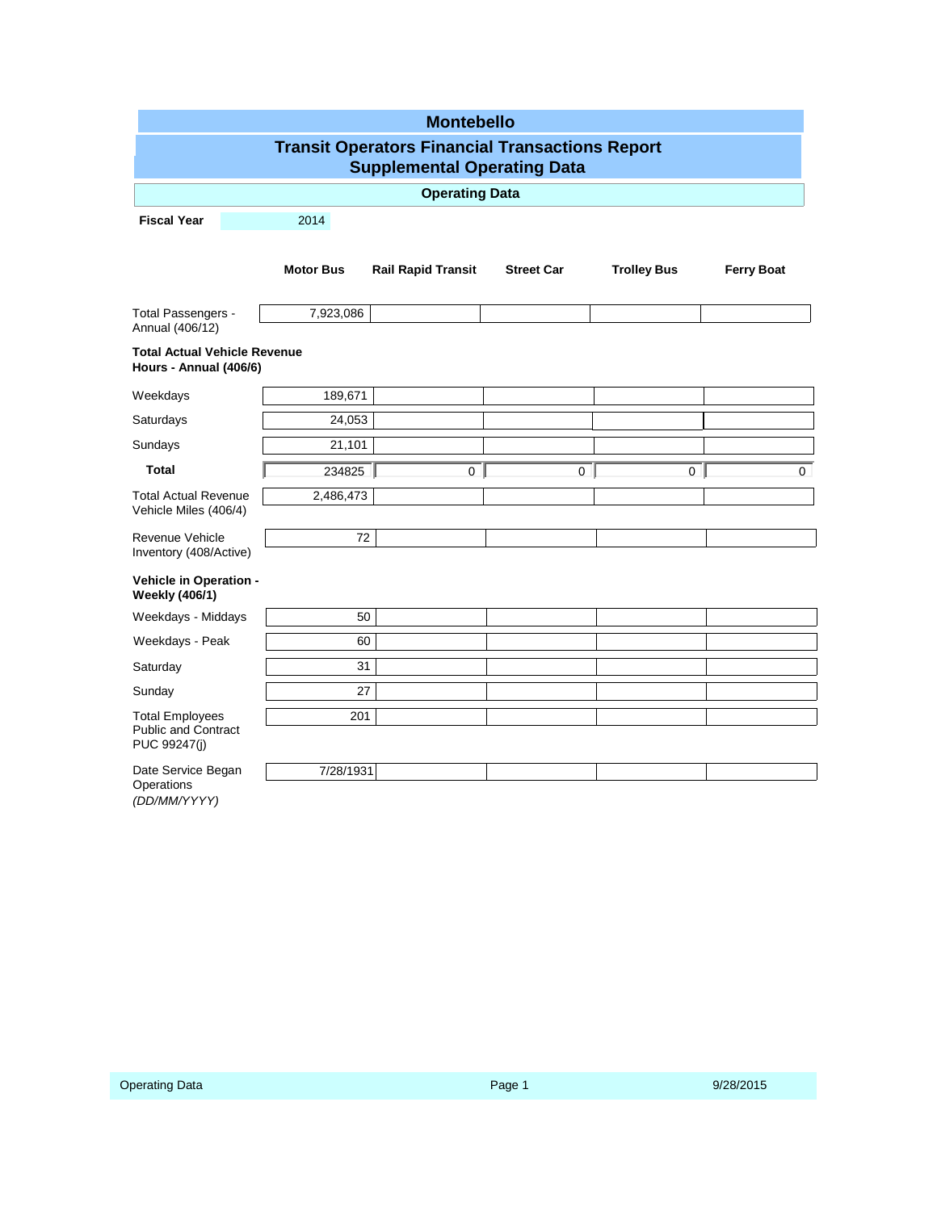# Montebello

## Transit Operators Financial Transactions Report
## Supplemental Operating Data

### Operating Data

**Fiscal Year** 2014

| | Motor Bus | Rail Rapid Transit | Street Car | Trolley Bus | Ferry Boat |
|---|---|---|---|---|---|
| Total Passengers - Annual (406/12) | 7,923,086 | | | | |
| **Total Actual Vehicle Revenue Hours - Annual (406/6)** | | | | | |
| Weekdays | 189,671 | | | | |
| Saturdays | 24,053 | | | | |
| Sundays | 21,101 | | | | |
| **Total** | 234825 | 0 | 0 | 0 | 0 |
| Total Actual Revenue Vehicle Miles (406/4) | 2,486,473 | | | | |
| Revenue Vehicle Inventory (408/Active) | 72 | | | | |
| **Vehicle in Operation - Weekly (406/1)** | | | | | |
| Weekdays - Middays | 50 | | | | |
| Weekdays - Peak | 60 | | | | |
| Saturday | 31 | | | | |
| Sunday | 27 | | | | |
| Total Employees Public and Contract PUC 99247(j) | 201 | | | | |
| Date Service Began Operations *(DD/MM/YYYY)* | 7/28/1931 | | | | |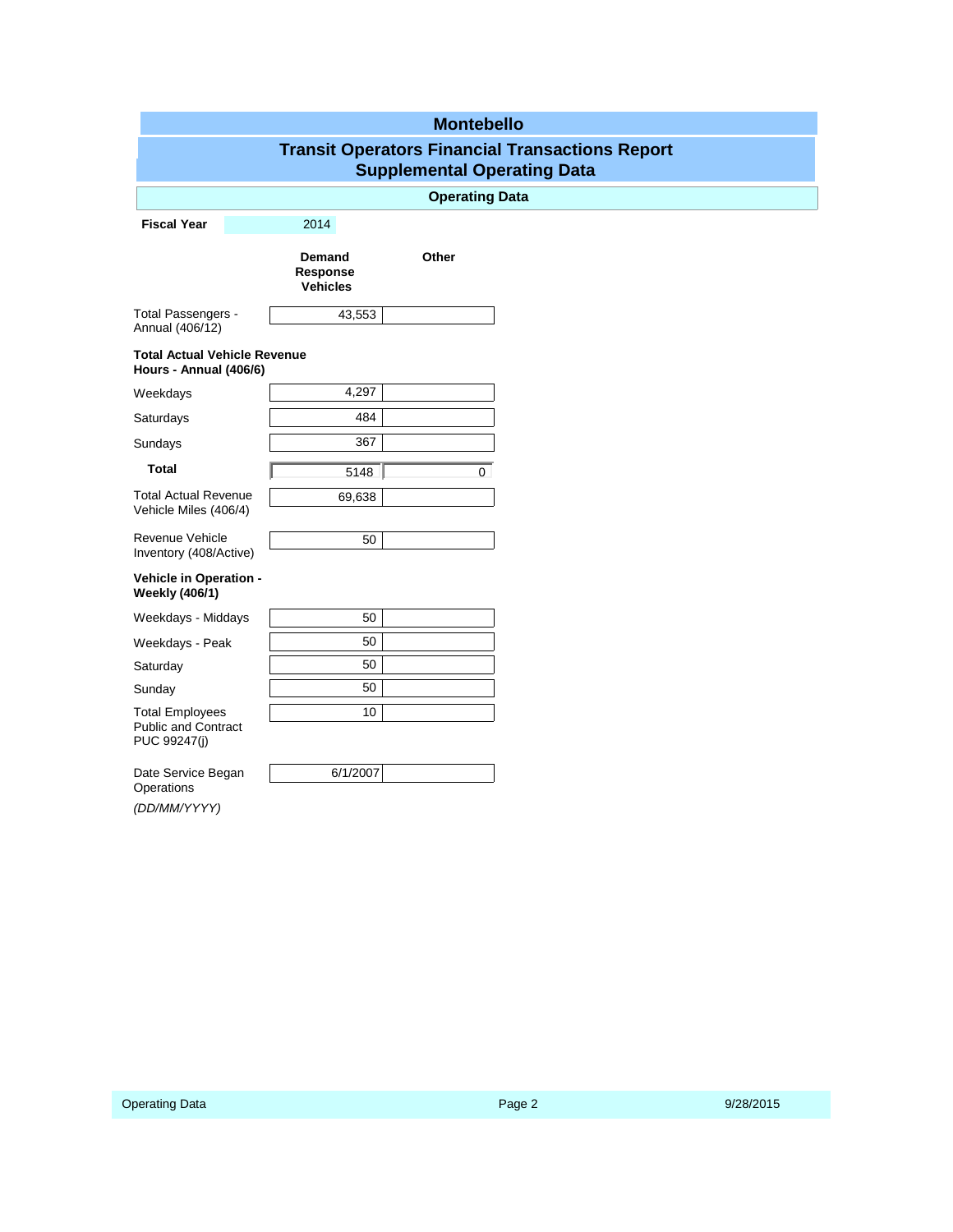# Montebello

## Transit Operators Financial Transactions Report
## Supplemental Operating Data

### Operating Data

**Fiscal Year** 2014

| | Demand Response Vehicles | Other |
|---|---|---|
| Total Passengers - Annual (406/12) | 43,553 | |
| **Total Actual Vehicle Revenue Hours - Annual (406/6)** | | |
| Weekdays | 4,297 | |
| Saturdays | 484 | |
| Sundays | 367 | |
| **Total** | 5148 | 0 |
| Total Actual Revenue Vehicle Miles (406/4) | 69,638 | |
| Revenue Vehicle Inventory (408/Active) | 50 | |
| **Vehicle in Operation - Weekly (406/1)** | | |
| Weekdays - Middays | 50 | |
| Weekdays - Peak | 50 | |
| Saturday | 50 | |
| Sunday | 50 | |
| Total Employees Public and Contract PUC 99247(j) | 10 | |
| Date Service Began Operations *(DD/MM/YYYY)* | 6/1/2007 | |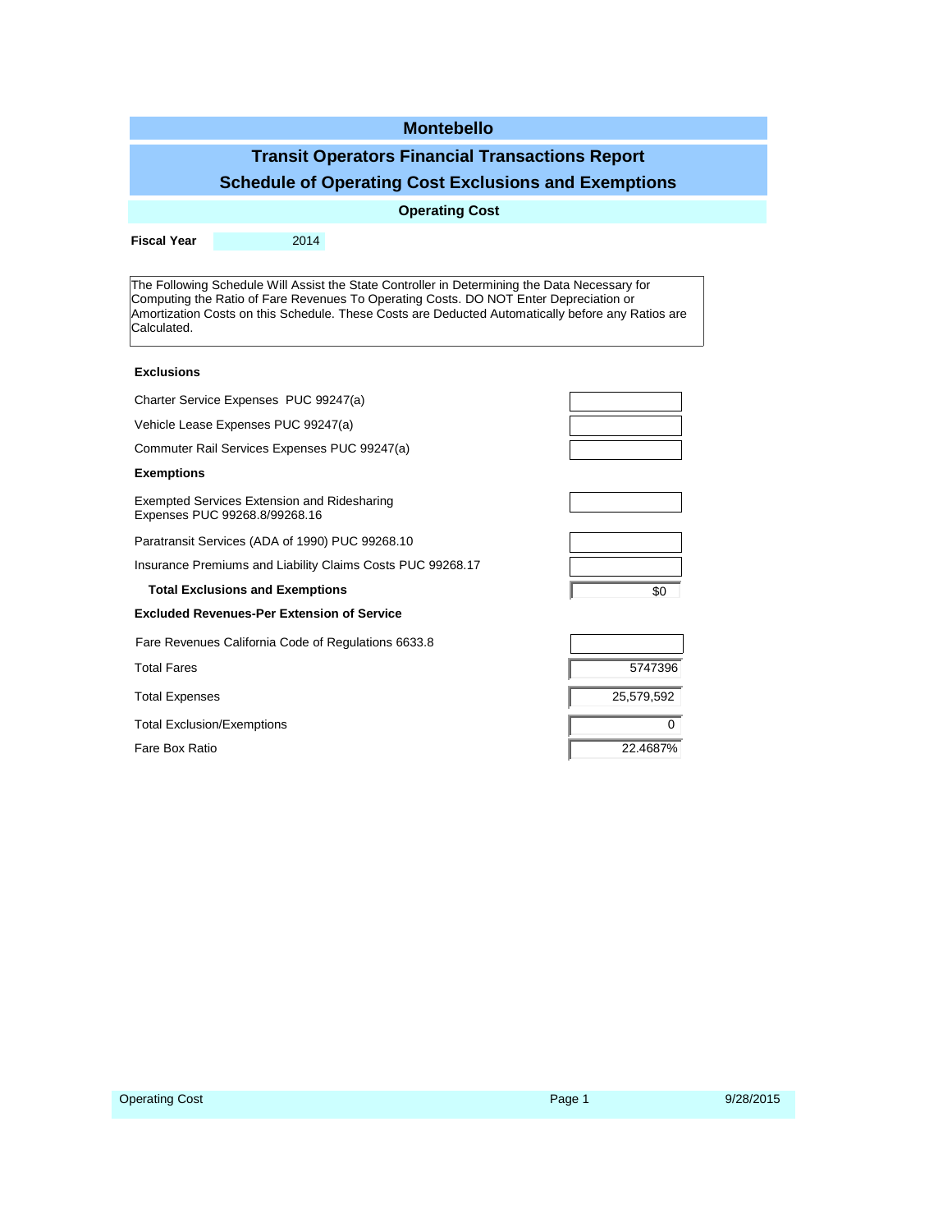# Montebello

## Transit Operators Financial Transactions Report

## Schedule of Operating Cost Exclusions and Exemptions

### Operating Cost

**Fiscal Year** 2014

The Following Schedule Will Assist the State Controller in Determining the Data Necessary for Computing the Ratio of Fare Revenues To Operating Costs. DO NOT Enter Depreciation or Amortization Costs on this Schedule. These Costs are Deducted Automatically before any Ratios are Calculated.

| | |
|---|---|
| **Exclusions** | |
| Charter Service Expenses PUC 99247(a) | |
| Vehicle Lease Expenses PUC 99247(a) | |
| Commuter Rail Services Expenses PUC 99247(a) | |
| **Exemptions** | |
| Exempted Services Extension and Ridesharing Expenses PUC 99268.8/99268.16 | |
| Paratransit Services (ADA of 1990) PUC 99268.10 | |
| Insurance Premiums and Liability Claims Costs PUC 99268.17 | |
| **Total Exclusions and Exemptions** | $0 |
| **Excluded Revenues-Per Extension of Service** | |
| Fare Revenues California Code of Regulations 6633.8 | |
| Total Fares | 5747396 |
| Total Expenses | 25,579,592 |
| Total Exclusion/Exemptions | 0 |
| Fare Box Ratio | 22.4687% |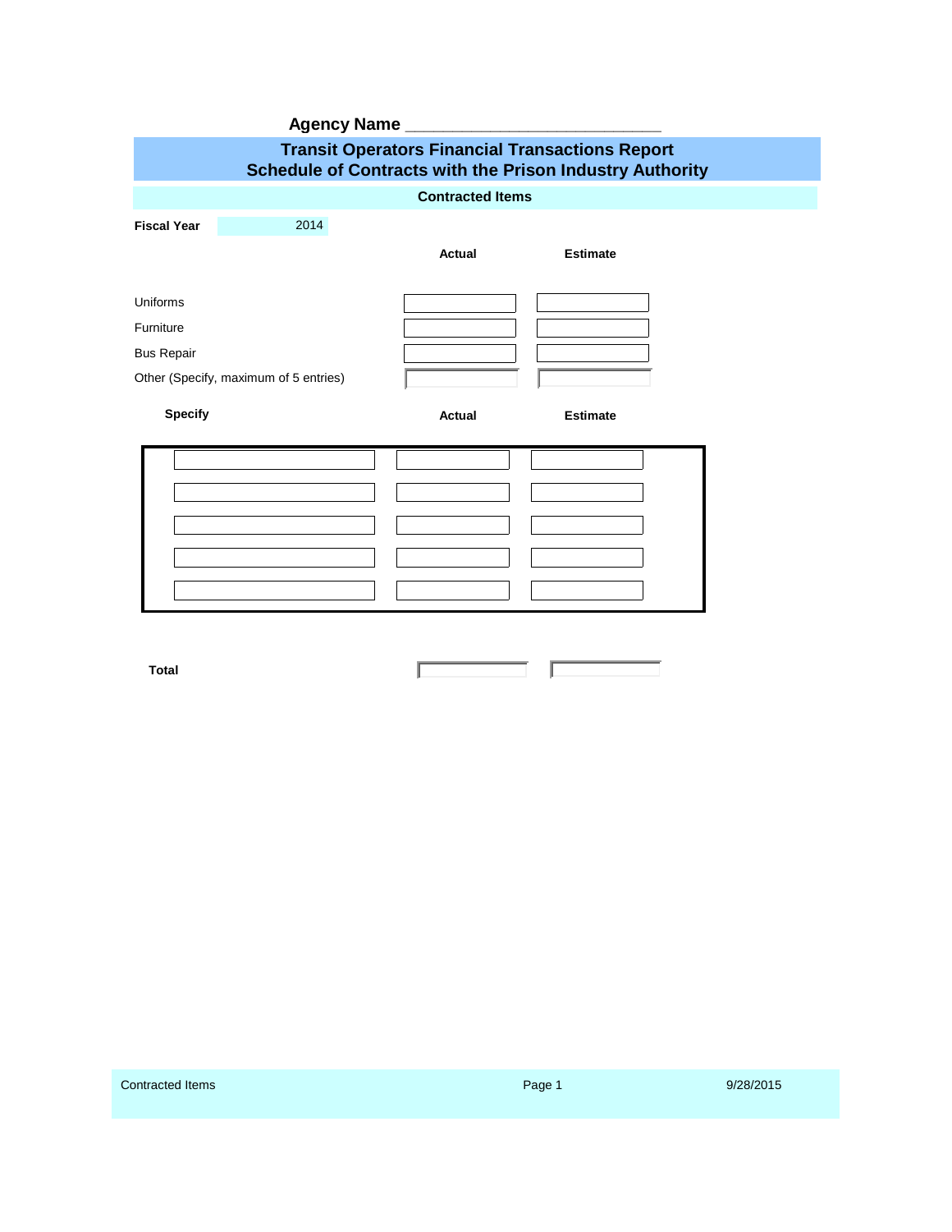**Agency Name** ____________________________

## Transit Operators Financial Transactions Report
## Schedule of Contracts with the Prison Industry Authority

### Contracted Items

**Fiscal Year** 2014

| | Actual | Estimate |
|---|---|---|
| Uniforms | | |
| Furniture | | |
| Bus Repair | | |
| Other (Specify, maximum of 5 entries) | | |

| Specify | Actual | Estimate |
|---|---|---|
| | | |
| | | |
| | | |
| | | |
| | | |

| | | |
|---|---|---|
| **Total** | | |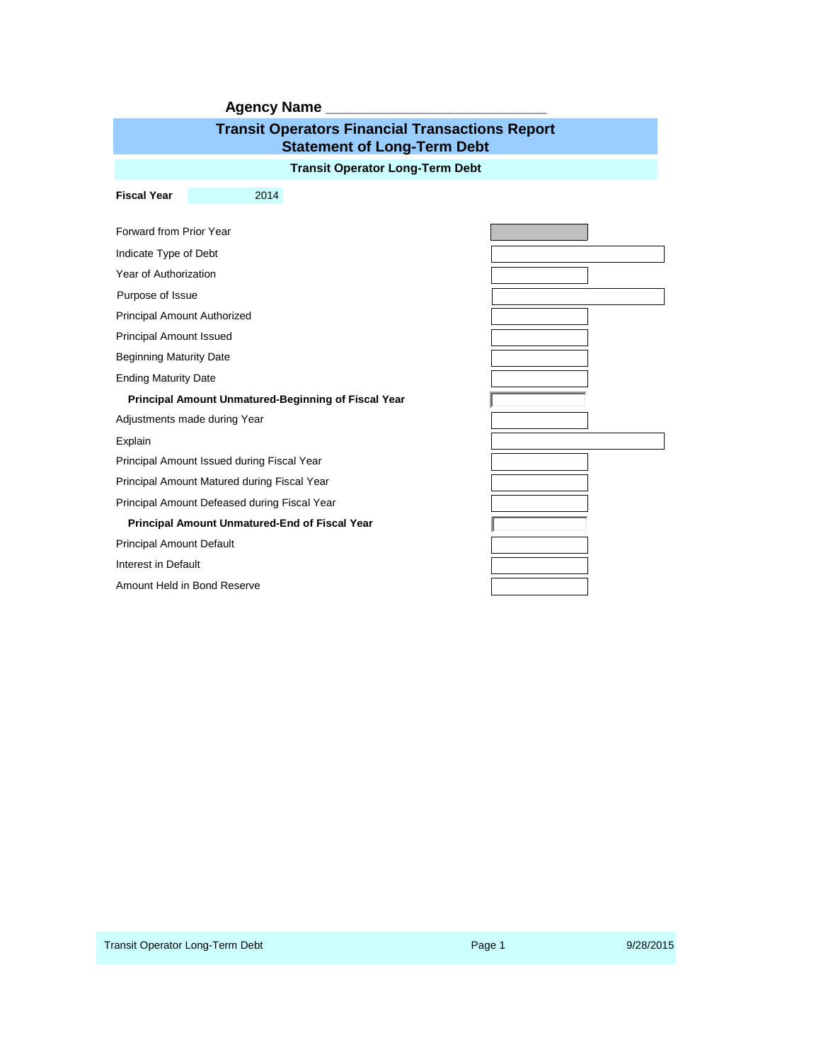**Agency Name** ____________________________

## Transit Operators Financial Transactions Report
## Statement of Long-Term Debt

### Transit Operator Long-Term Debt

| **Fiscal Year** | 2014 |
|---|---|

| | |
|---|---|
| Forward from Prior Year | |
| Indicate Type of Debt | |
| Year of Authorization | |
| Purpose of Issue | |
| Principal Amount Authorized | |
| Principal Amount Issued | |
| Beginning Maturity Date | |
| Ending Maturity Date | |
| **Principal Amount Unmatured-Beginning of Fiscal Year** | |
| Adjustments made during Year | |
| Explain | |
| Principal Amount Issued during Fiscal Year | |
| Principal Amount Matured during Fiscal Year | |
| Principal Amount Defeased during Fiscal Year | |
| **Principal Amount Unmatured-End of Fiscal Year** | |
| Principal Amount Default | |
| Interest in Default | |
| Amount Held in Bond Reserve | |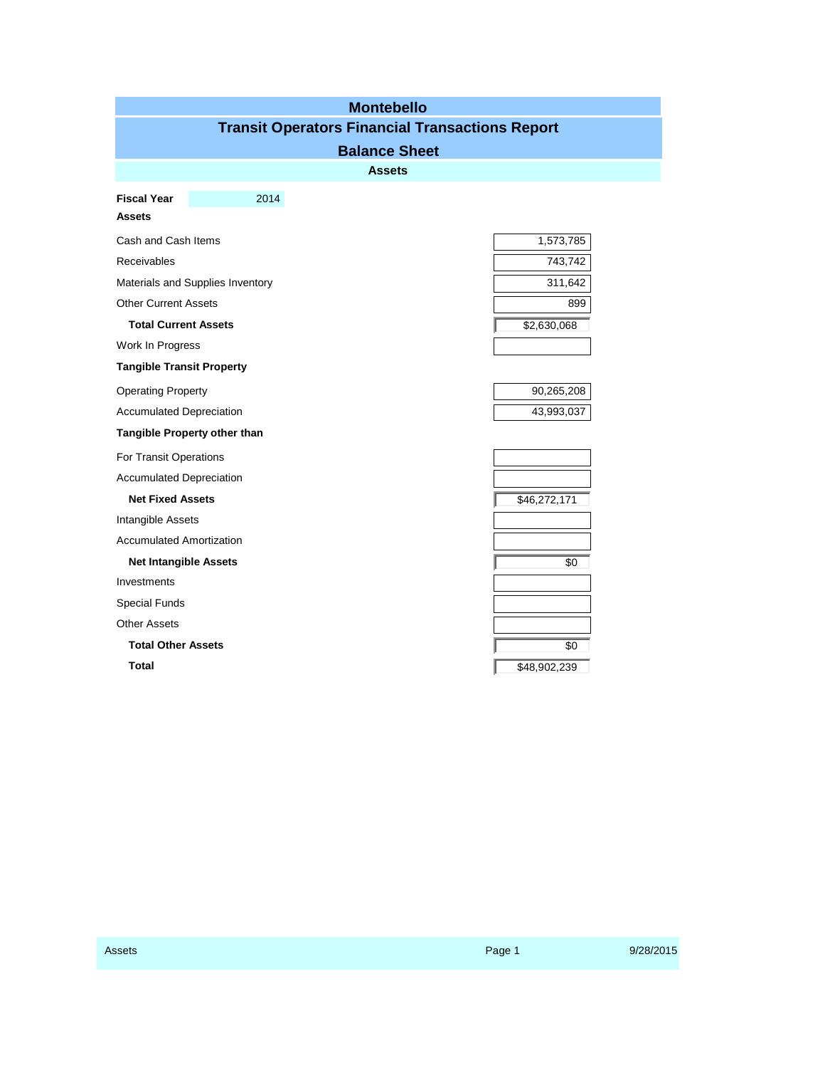# Montebello

## Transit Operators Financial Transactions Report

## Balance Sheet

### Assets

**Fiscal Year** 2014

| **Assets** | |
|---|---|
| Cash and Cash Items | 1,573,785 |
| Receivables | 743,742 |
| Materials and Supplies Inventory | 311,642 |
| Other Current Assets | 899 |
| **Total Current Assets** | $2,630,068 |
| Work In Progress | |
| **Tangible Transit Property** | |
| Operating Property | 90,265,208 |
| Accumulated Depreciation | 43,993,037 |
| **Tangible Property other than** | |
| For Transit Operations | |
| Accumulated Depreciation | |
| **Net Fixed Assets** | $46,272,171 |
| Intangible Assets | |
| Accumulated Amortization | |
| **Net Intangible Assets** | $0 |
| Investments | |
| Special Funds | |
| Other Assets | |
| **Total Other Assets** | $0 |
| **Total** | $48,902,239 |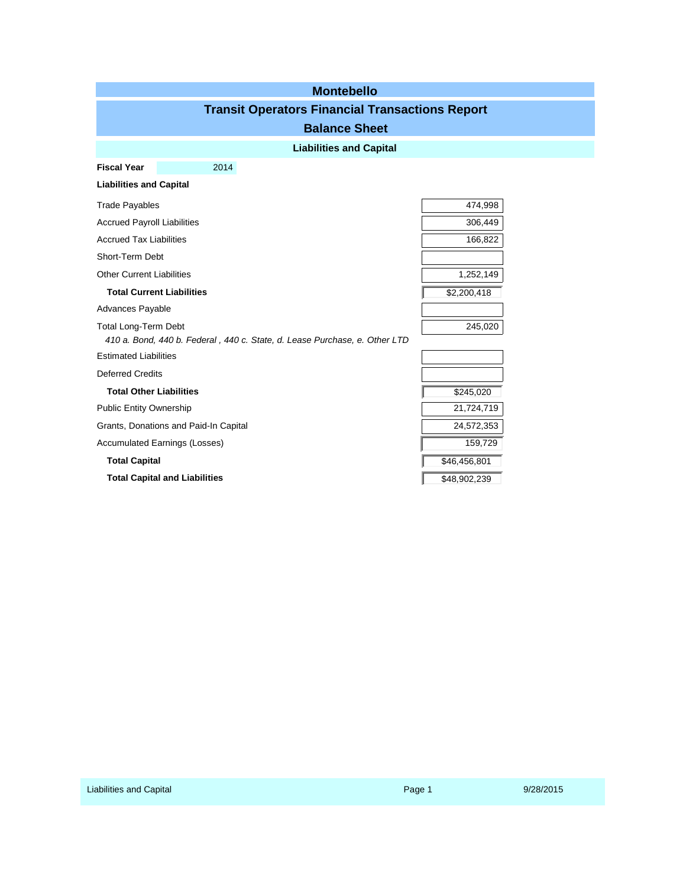# Montebello

## Transit Operators Financial Transactions Report

## Balance Sheet

### Liabilities and Capital

**Fiscal Year** 2014

**Liabilities and Capital**

| | |
|---|---|
| Trade Payables | 474,998 |
| Accrued Payroll Liabilities | 306,449 |
| Accrued Tax Liabilities | 166,822 |
| Short-Term Debt | |
| Other Current Liabilities | 1,252,149 |
| **Total Current Liabilities** | $2,200,418 |
| Advances Payable | |
| Total Long-Term Debt<br>*410 a. Bond, 440 b. Federal , 440 c. State, d. Lease Purchase, e. Other LTD* | 245,020 |
| Estimated Liabilities | |
| Deferred Credits | |
| **Total Other Liabilities** | $245,020 |
| Public Entity Ownership | 21,724,719 |
| Grants, Donations and Paid-In Capital | 24,572,353 |
| Accumulated Earnings (Losses) | 159,729 |
| **Total Capital** | $46,456,801 |
| **Total Capital and Liabilities** | $48,902,239 |